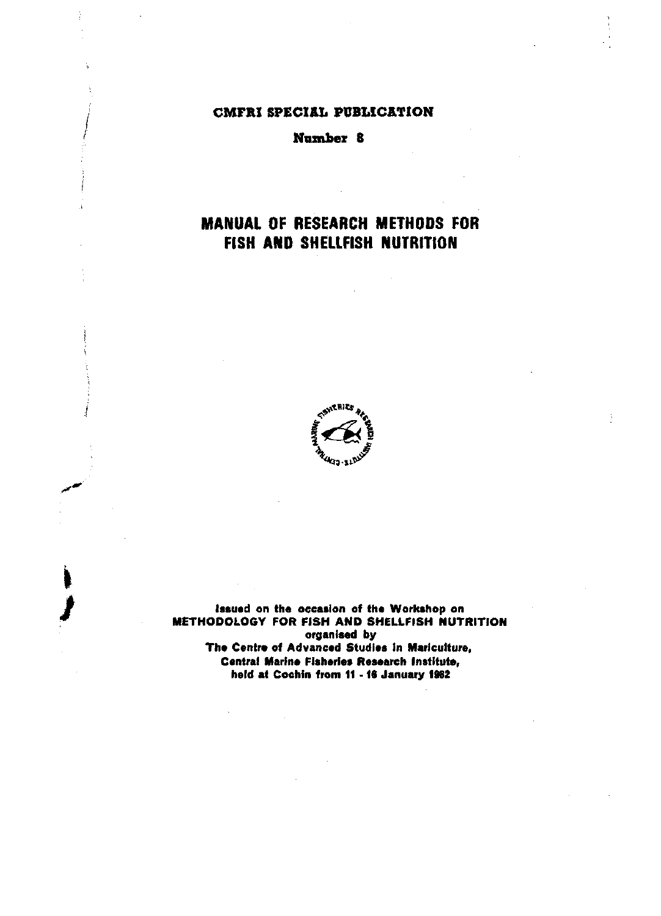**CMFRI SPECIAL PUBLICATION**

**Number 8**

# MANUAL OF RESEARCH METHODS FOR FISH AND SHELLFISH NUTRITION

**Issued on the occasion of the Workshop on METHODOLOGY FOR FISH AND SHELLFISH NUTRITION organised by The Centre of Advanced Studies in Mariculture, Central Marine Fisheries Research Institute, held at Cochin from 11 - 16 January 1982**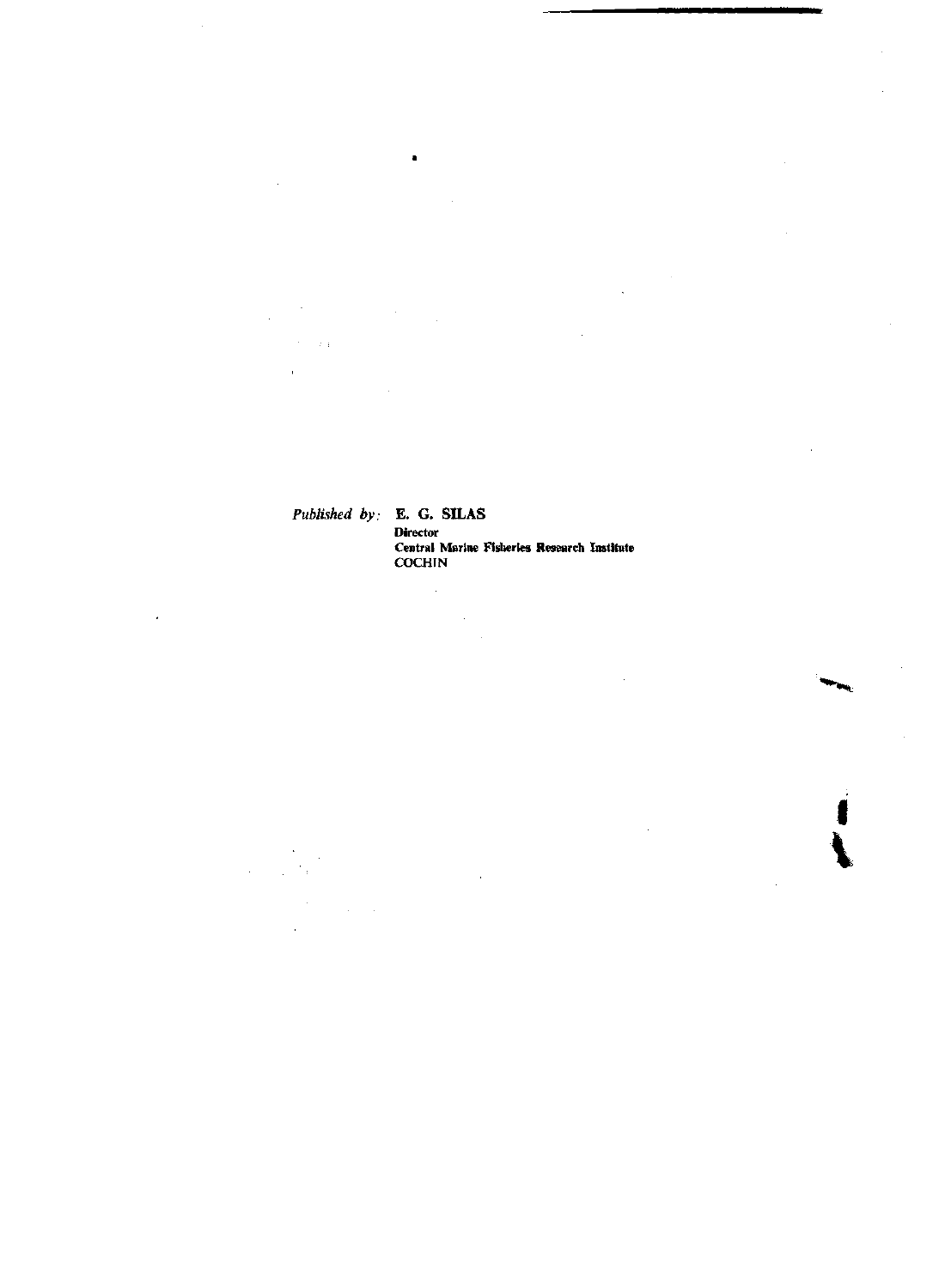*Published by:* **E. G. SILAS**

**Director**

**Central Marine Fisheries Research Institute**

**COCHIN**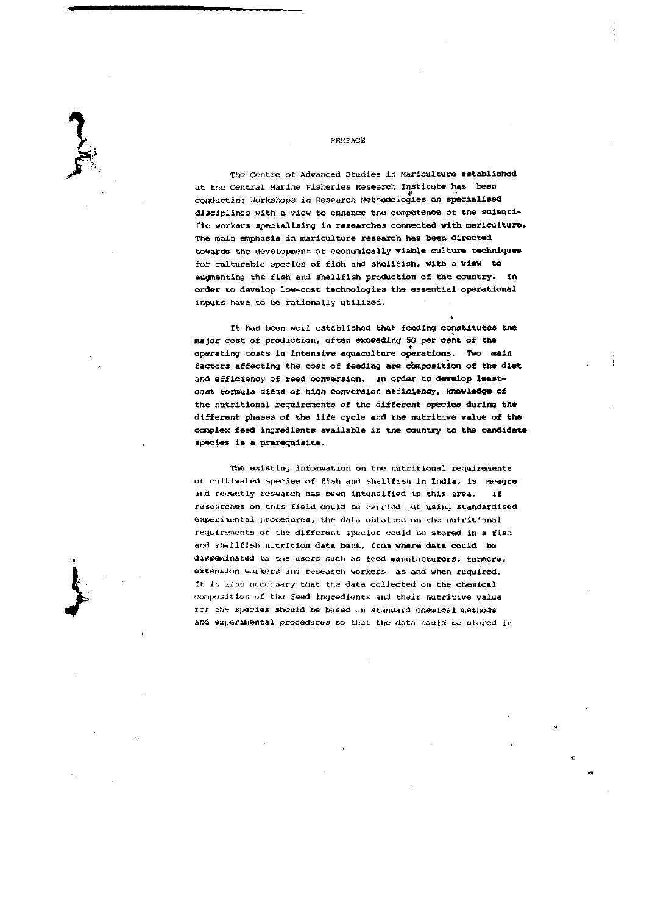# PREFACE

The Centre of Advanced Studies in Mariculture established at the Central Marine Fisheries Research Institute has been conducting Workshops in Research Methodologies on specialised disciplines with a view to enhance the competence of the scientific workers specialising in researches connected with mariculture. The main emphasis in mariculture research has been directed towards the development of economically viable culture techniques for culturable species of fish and shellfish, with a view to augmenting the fish and shellfish production of the country. In order to develop low-cost technologies the essential operational inputs have to be rationally utilized.

It has been well established that feeding constitutes the major cost of production, often exceeding 50 per cent of the operating costs in intensive aquaculture operations. Two main factors affecting the cost of feeding are composition of the diet and efficiency of feed conversion. In order to develop least-cost formula diets of high conversion efficiency, knowledge of the nutritional requirements of the different species during the different phases of the life cycle and the nutritive value of the complex feed ingredients available in the country to the candidate species is a prerequisite.

The existing information on the nutritional requirements of cultivated species of fish and shellfish in India, is meagre and recently research has been intensified in this area. If researches on this field could be carried out using standardised experimental procedures, the data obtained on the nutritional requirements of the different species could be stored in a fish and shellfish nutrition data bank, from where data could be disseminated to the users such as feed manufacturers, farmers, extension workers and research workers as and when required. It is also necessary that the data collected on the chemical composition of the feed ingredients and their nutritive value for the species should be based on standard chemical methods and experimental procedures so that the data could be stored in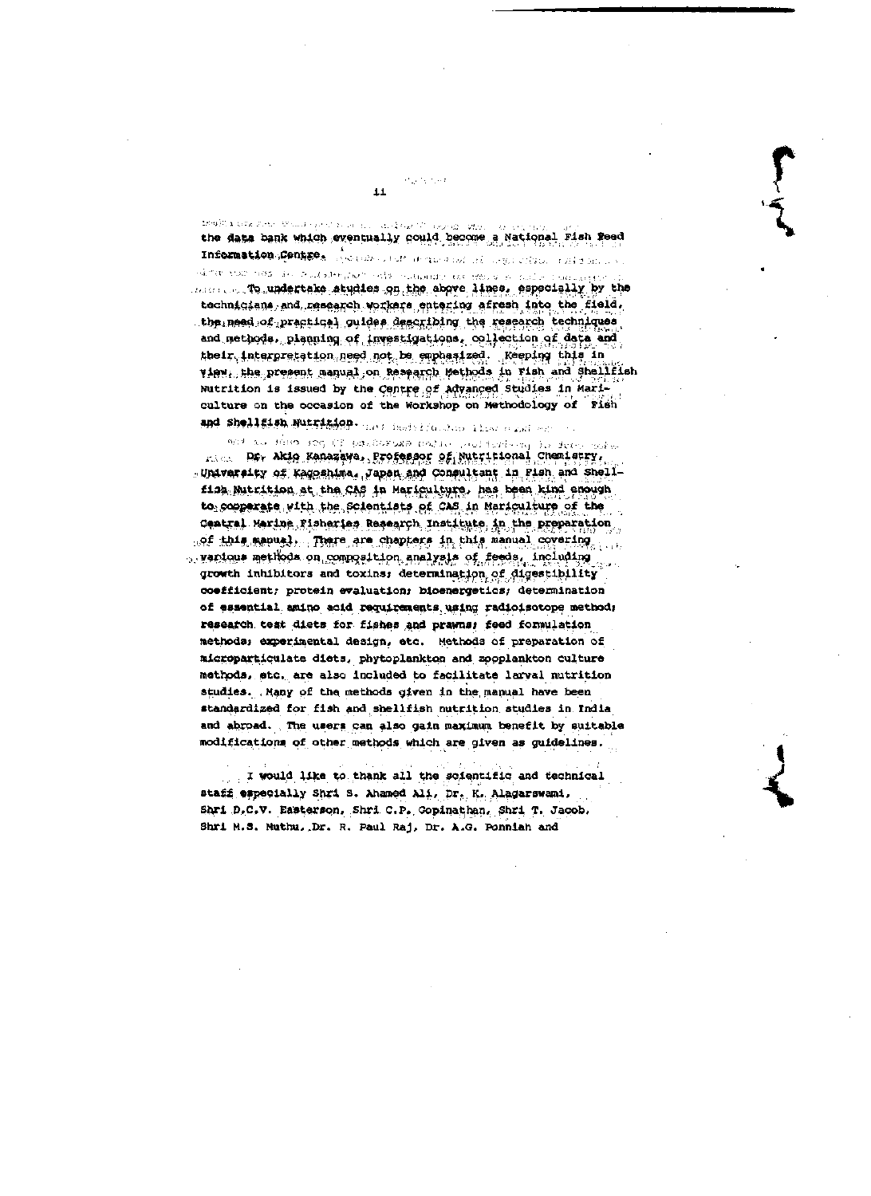the data bank which eventually could become a National Fish Feed Information Centre.

To undertake studies on the above lines, especially by the technicians and research workers entering afresh into the field, the need of practical guides describing the research techniques and methods, planning of investigations, collection of data and their interpretation need not be emphasized. Keeping this in view, the present manual on Research Methods in Fish and Shellfish Nutrition is issued by the Centre of Advanced Studies in Mariculture on the occasion of the Workshop on Methodology of Fish and Shellfish Nutrition.

Dr. Akio Kanazawa, Professor of Nutritional Chemistry, University of Kagoshima, Japan and Consultant in Fish and Shellfish Nutrition at the CAS in Mariculture, has been kind enough to cooperate with the Scientists of CAS in Mariculture of the Central Marine Fisheries Research Institute in the preparation of this manual. There are chapters in this manual covering various methods on composition analysis of feeds, including growth inhibitors and toxins; determination of digestibility coefficient; protein evaluation; bioenergetics; determination of essential amino acid requirements using radioisotope method; research test diets for fishes and prawns; feed formulation methods; experimental design, etc. Methods of preparation of microparticulate diets, phytoplankton and zooplankton culture methods, etc. are also included to facilitate larval nutrition studies. Many of the methods given in the manual have been standardized for fish and shellfish nutrition studies in India and abroad. The users can also gain maximum benefit by suitable modifications of other methods which are given as guidelines.

I would like to thank all the scientific and technical staff especially Shri S. Ahamed Ali, Dr. K. Alagarswami, Shri D.C.V. Easterson, Shri C.P. Gopinathan, Shri T. Jacob, Shri M.S. Muthu, Dr. R. Paul Raj, Dr. A.G. Ponniah and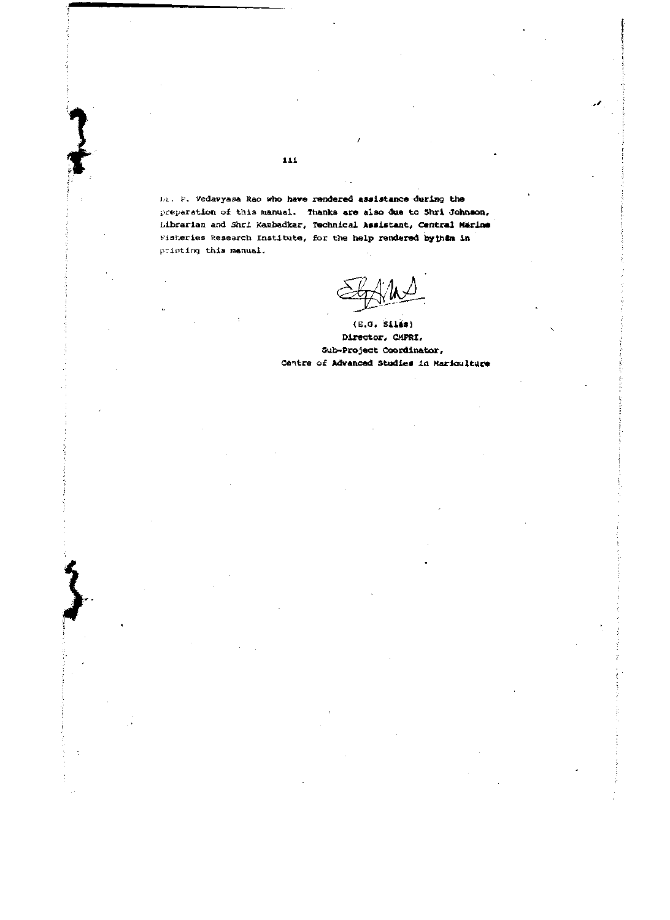Dr. P. Vedavyasa Rao who have rendered assistance during the preparation of this manual. Thanks are also due to Shri Johnson, Librarian and Shri Kambadkar, Technical Assistant, Central Marine Fisheries Research Institute, for the help rendered by them in printing this manual.

(E.G. Silas)
Director, CMFRI,
Sub-Project Coordinator,
Centre of Advanced Studies in Mariculture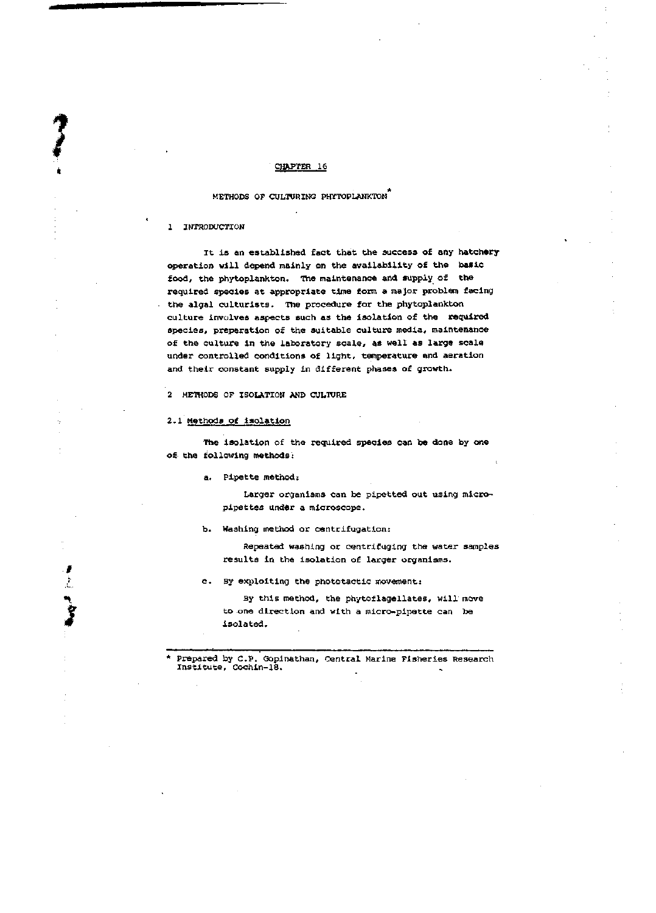# CHAPTER 16

## METHODS OF CULTURING PHYTOPLANKTON*

### 1 INTRODUCTION

It is an established fact that the success of any hatchery operation will depend mainly on the availability of the basic food, the phytoplankton. The maintenance and supply of the required species at appropriate time form a major problem facing the algal culturists. The procedure for the phytoplankton culture involves aspects such as the isolation of the required species, preparation of the suitable culture media, maintenance of the culture in the laboratory scale, as well as large scale under controlled conditions of light, temperature and aeration and their constant supply in different phases of growth.

### 2 METHODS OF ISOLATION AND CULTURE

#### 2.1 Methods of isolation

The isolation of the required species can be done by one of the following methods:

a. Pipette method:

Larger organisms can be pipetted out using micro-pipettes under a microscope.

b. Washing method or centrifugation:

Repeated washing or centrifuging the water samples results in the isolation of larger organisms.

c. By exploiting the phototactic movement:

By this method, the phytoflagellates, will move to one direction and with a micro-pipette can be isolated.

---

* Prepared by C.P. Gopinathan, Central Marine Fisheries Research Institute, Cochin-18.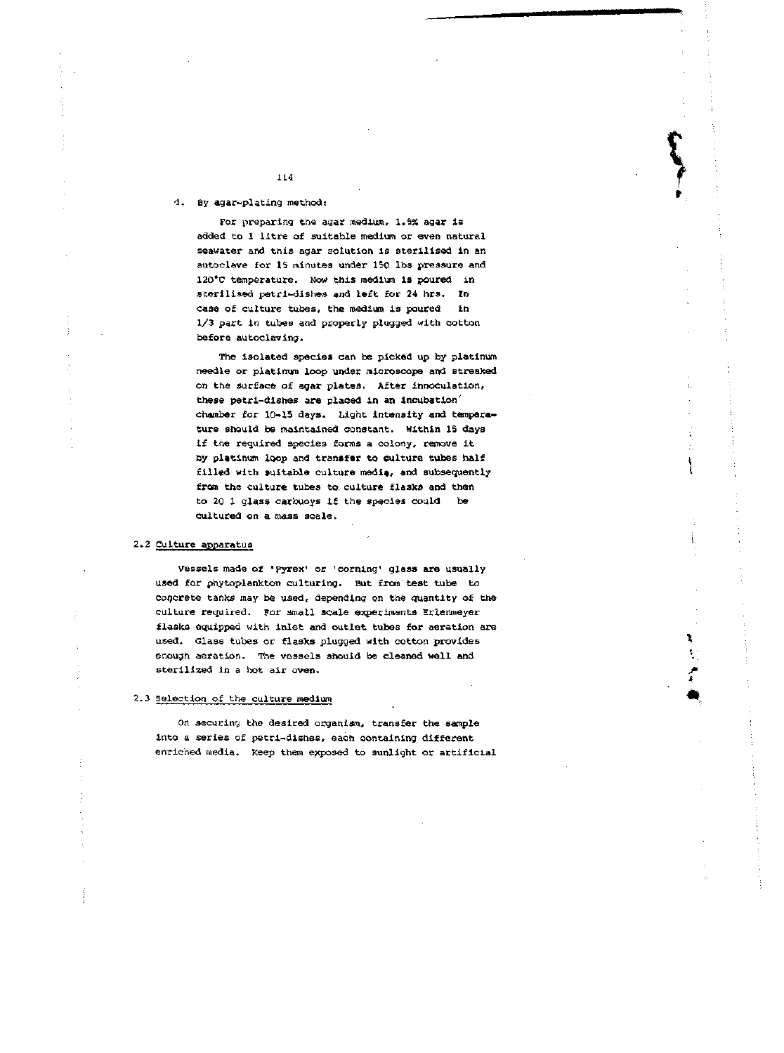4. By agar-plating method:

For preparing the agar medium, 1.5% agar is added to 1 litre of suitable medium or even natural seawater and this agar solution is sterilised in an autoclave for 15 minutes under 150 lbs pressure and 120°C temperature. Now this medium is poured in sterilised petri-dishes and left for 24 hrs. In case of culture tubes, the medium is poured in 1/3 part in tubes and properly plugged with cotton before autoclaving.

The isolated species can be picked up by platinum needle or platinum loop under microscope and streaked on the surface of agar plates. After innoculation, these petri-dishes are placed in an incubation chamber for 10-15 days. Light intensity and temperature should be maintained constant. Within 15 days if the required species forms a colony, remove it by platinum loop and transfer to culture tubes half filled with suitable culture media, and subsequently from the culture tubes to culture flasks and then to 20 l glass carbuoys if the species could be cultured on a mass scale.

## 2.2 Culture apparatus

Vessels made of 'Pyrex' or 'corning' glass are usually used for phytoplankton culturing. But from test tube to concrete tanks may be used, depending on the quantity of the culture required. For small scale experiments Erlenmeyer flasks equipped with inlet and outlet tubes for aeration are used. Glass tubes or flasks plugged with cotton provides enough aeration. The vessels should be cleaned well and sterilized in a hot air oven.

## 2.3 Selection of the culture medium

On securing the desired organism, transfer the sample into a series of petri-dishes, each containing different enriched media. Keep them exposed to sunlight or artificial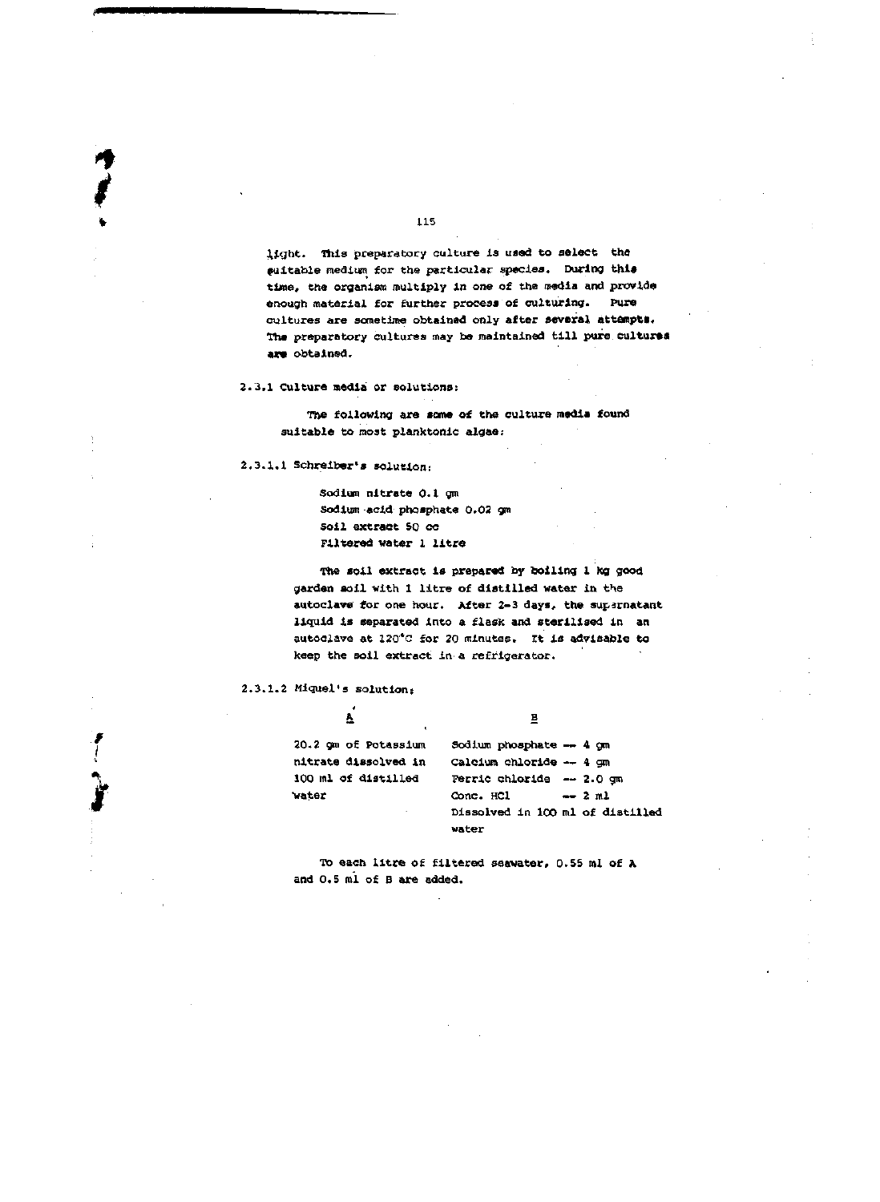light. This preparatory culture is used to select the suitable medium for the particular species. During this time, the organism multiply in one of the media and provide enough material for further process of culturing. Pure cultures are sometime obtained only after several attempts. The preparatory cultures may be maintained till pure cultures are obtained.

### 2.3.1 Culture media or solutions:

The following are some of the culture media found suitable to most planktonic algae:

#### 2.3.1.1 Schreiber's solution:

Sodium nitrate 0.1 gm
Sodium acid phosphate 0.02 gm
Soil extract 50 cc
Filtered water 1 litre

The soil extract is prepared by boiling 1 kg good garden soil with 1 litre of distilled water in the autoclave for one hour. After 2-3 days, the supernatant liquid is separated into a flask and sterilised in an autoclave at 120°C for 20 minutes. It is advisable to keep the soil extract in a refrigerator.

#### 2.3.1.2 Miquel's solution:

| A | B |
|---|---|
| 20.2 gm of Potassium nitrate dissolved in 100 ml of distilled water | Sodium phosphate -- 4 gm<br>Calcium chloride -- 4 gm<br>Ferric chloride -- 2.0 gm<br>Conc. HCl -- 2 ml<br>Dissolved in 100 ml of distilled water |

To each litre of filtered seawater, 0.55 ml of A and 0.5 ml of B are added.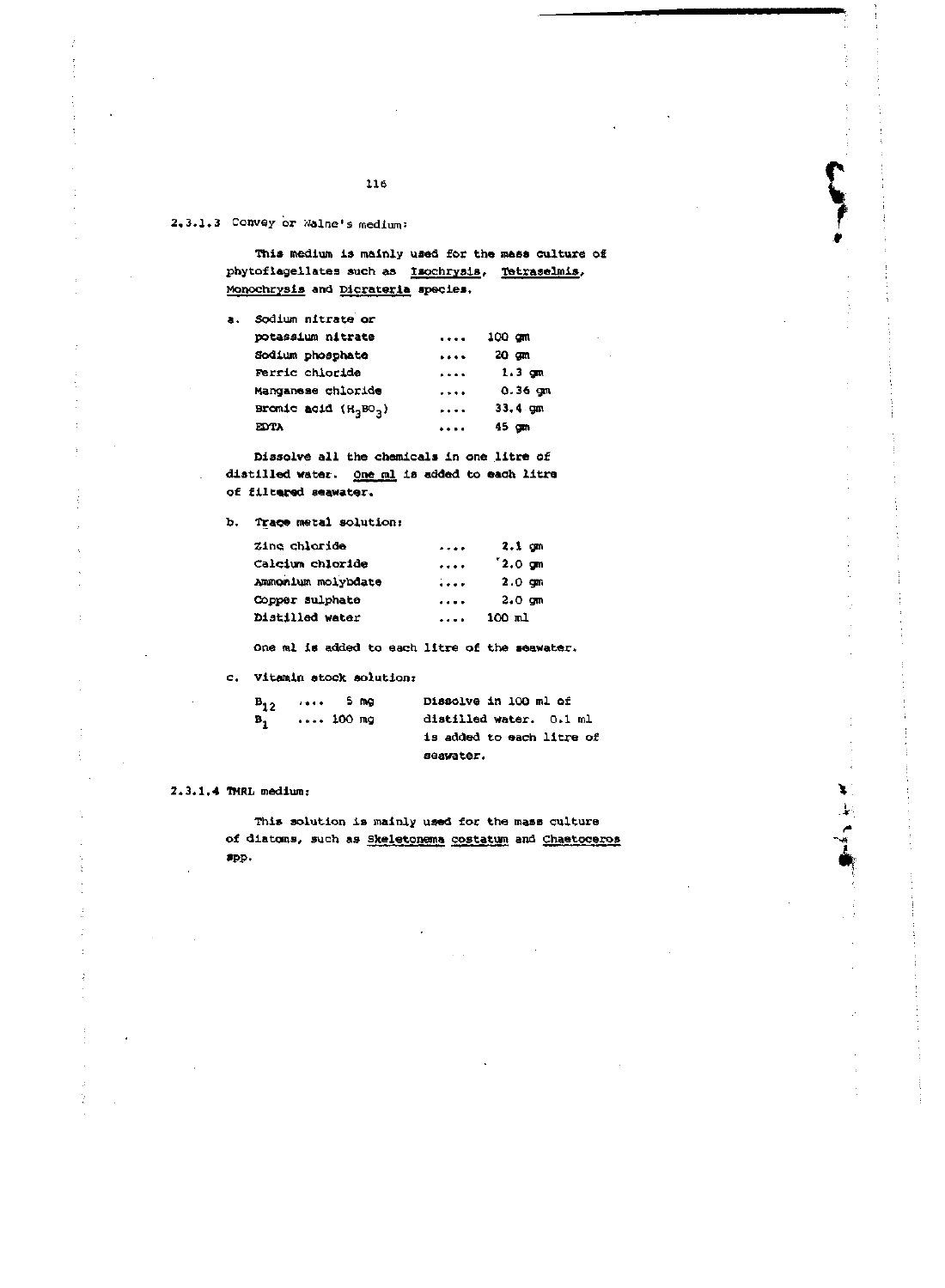### 2.3.1.3 Convey or Walne's medium:

This medium is mainly used for the mass culture of phytoflagellates such as Isochrysis, Tetraselmis, Monochrysis and Dicrateria species.

a. Sodium nitrate or

| | | |
|---|---|---|
| potassium nitrate | .... | 100 gm |
| Sodium phosphate | .... | 20 gm |
| Ferric chloride | .... | 1.3 gm |
| Manganese chloride | .... | 0.36 gm |
| Bronic acid ($H_3BO_3$) | .... | 33.4 gm |
| EDTA | .... | 45 gm |

Dissolve all the chemicals in one litre of distilled water. One ml is added to each litre of filtered seawater.

b. Trace metal solution:

| | | |
|---|---|---|
| Zinc chloride | .... | 2.1 gm |
| Calcium chloride | .... | 2.0 gm |
| Ammonium molybdate | .... | 2.0 gm |
| Copper sulphate | .... | 2.0 gm |
| Distilled water | .... | 100 ml |

One ml is added to each litre of the seawater.

c. Vitamin stock solution:

| | | | |
|---|---|---|---|
| $B_{12}$ | .... | 5 mg | Dissolve in 100 ml of distilled water. 0.1 ml is added to each litre of seawater. |
| $B_1$ | .... | 100 mg | |

### 2.3.1.4 TMRL medium:

This solution is mainly used for the mass culture of diatoms, such as Skeletonema costatum and Chaetoceros spp.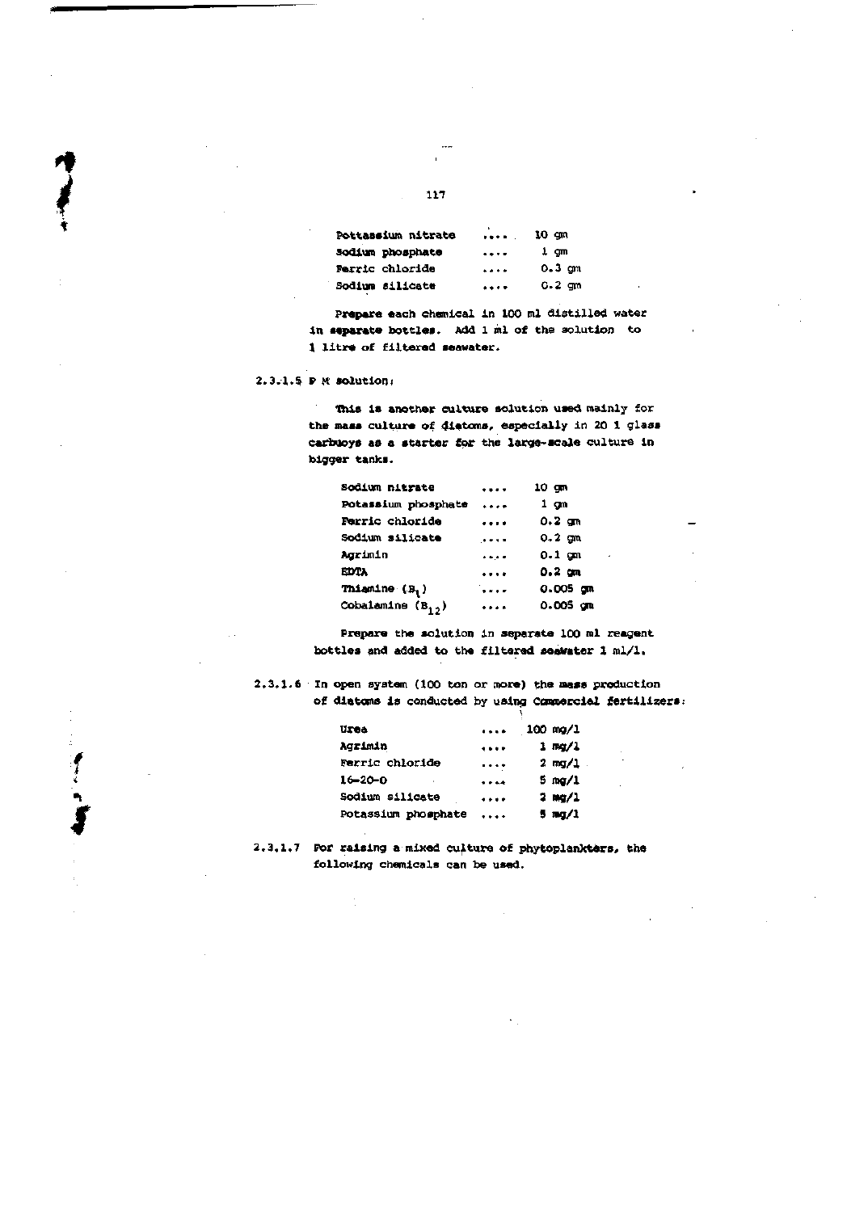| | | |
|---|---|---|
| Pottassium nitrate | .... | 10 gm |
| Sodium phosphate | .... | 1 gm |
| Ferric chloride | .... | 0.3 gm |
| Sodium silicate | .... | 0.2 gm |

Prepare each chemical in 100 ml distilled water in separate bottles. Add 1 ml of the solution to 1 litre of filtered seawater.

2.3.1.5 P M solution:

This is another culture solution used mainly for the mass culture of diatoms, especially in 20 l glass carbuoys as a starter for the large-scale culture in bigger tanks.

| | | |
|---|---|---|
| Sodium nitrate | .... | 10 gm |
| Potassium phosphate | .... | 1 gm |
| Ferric chloride | .... | 0.2 gm |
| Sodium silicate | .... | 0.2 gm |
| Agrimin | .... | 0.1 gm |
| EDTA | .... | 0.2 gm |
| Thiamine ($B_1$) | .... | 0.005 gm |
| Cobalamine ($B_{12}$) | .... | 0.005 gm |

Prepare the solution in separate 100 ml reagent bottles and added to the filtered seawater 1 ml/l.

2.3.1.6 In open system (100 ton or more) the mass production of diatoms is conducted by using Commercial fertilizers:

| | | |
|---|---|---|
| Urea | .... | 100 mg/l |
| Agrimin | .... | 1 mg/l |
| Ferric chloride | .... | 2 mg/l |
| 16-20-0 | .... | 5 mg/l |
| Sodium silicate | .... | 2 mg/l |
| Potassium phosphate | .... | 5 mg/l |

2.3.1.7 For raising a mixed culture of phytoplankters, the following chemicals can be used.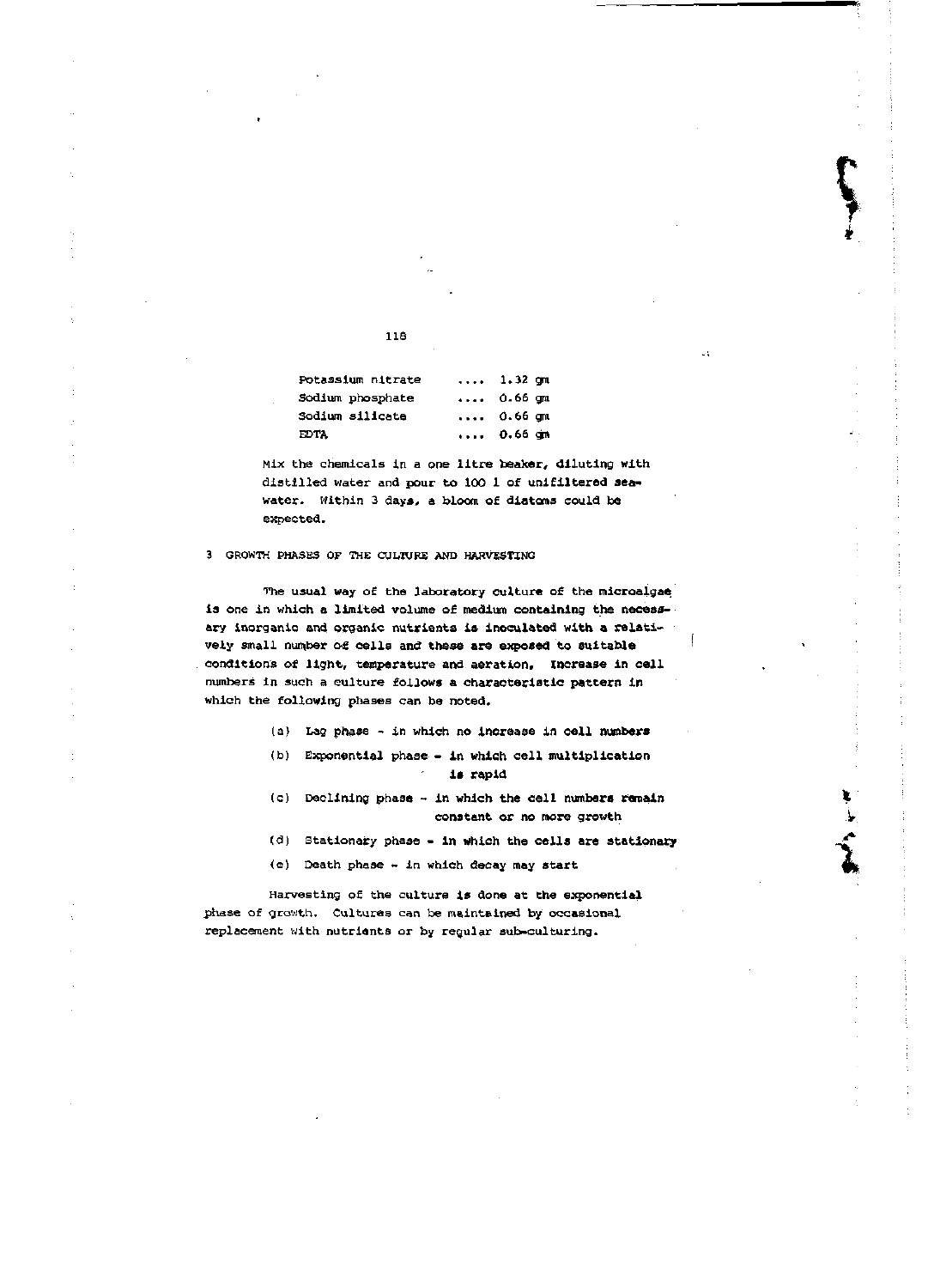| | | |
|---|---|---|
| Potassium nitrate | .... | 1.32 gm |
| Sodium phosphate | .... | 0.66 gm |
| Sodium silicate | .... | 0.66 gm |
| EDTA | .... | 0.66 gm |

Mix the chemicals in a one litre beaker, diluting with distilled water and pour to 100 l of unifiltered seawater. Within 3 days, a bloom of diatoms could be expected.

## 3 GROWTH PHASES OF THE CULTURE AND HARVESTING

The usual way of the laboratory culture of the microalgae is one in which a limited volume of medium containing the necessary inorganic and organic nutrients is inoculated with a relatively small number of cells and these are exposed to suitable conditions of light, temperature and aeration. Increase in cell numbers in such a culture follows a characteristic pattern in which the following phases can be noted.

(a) Lag phase - in which no increase in cell numbers

(b) Exponential phase - in which cell multiplication is rapid

(c) Declining phase - in which the cell numbers remain constant or no more growth

(d) Stationary phase - in which the cells are stationary

(e) Death phase - in which decay may start

Harvesting of the culture is done at the exponential phase of growth. Cultures can be maintained by occasional replacement with nutrients or by regular sub-culturing.